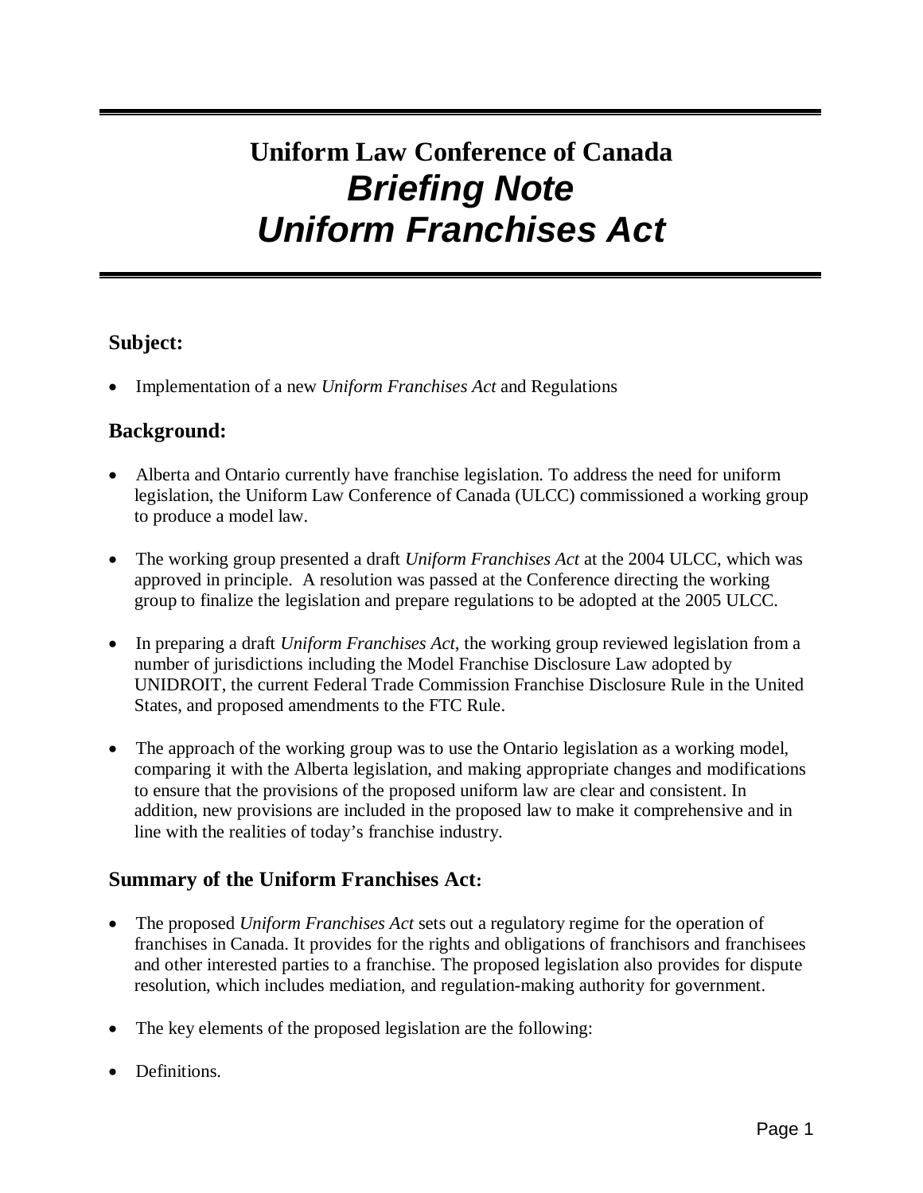# Uniform Law Conference of Canada
# *Briefing Note*
# *Uniform Franchises Act*

## Subject:

- Implementation of a new *Uniform Franchises Act* and Regulations

## Background:

- Alberta and Ontario currently have franchise legislation. To address the need for uniform legislation, the Uniform Law Conference of Canada (ULCC) commissioned a working group to produce a model law.

- The working group presented a draft *Uniform Franchises Act* at the 2004 ULCC, which was approved in principle. A resolution was passed at the Conference directing the working group to finalize the legislation and prepare regulations to be adopted at the 2005 ULCC.

- In preparing a draft *Uniform Franchises Act*, the working group reviewed legislation from a number of jurisdictions including the Model Franchise Disclosure Law adopted by UNIDROIT, the current Federal Trade Commission Franchise Disclosure Rule in the United States, and proposed amendments to the FTC Rule.

- The approach of the working group was to use the Ontario legislation as a working model, comparing it with the Alberta legislation, and making appropriate changes and modifications to ensure that the provisions of the proposed uniform law are clear and consistent. In addition, new provisions are included in the proposed law to make it comprehensive and in line with the realities of today's franchise industry.

## Summary of the Uniform Franchises Act:

- The proposed *Uniform Franchises Act* sets out a regulatory regime for the operation of franchises in Canada. It provides for the rights and obligations of franchisors and franchisees and other interested parties to a franchise. The proposed legislation also provides for dispute resolution, which includes mediation, and regulation-making authority for government.

- The key elements of the proposed legislation are the following:

- Definitions.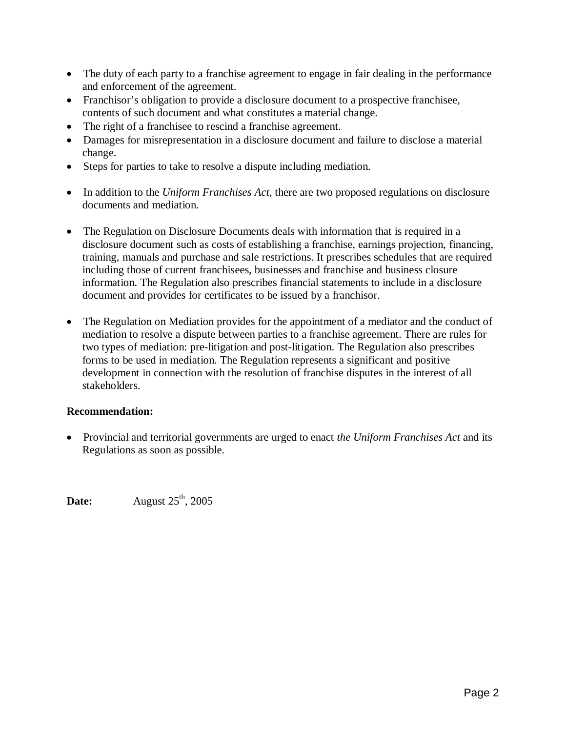- The duty of each party to a franchise agreement to engage in fair dealing in the performance and enforcement of the agreement.
- Franchisor's obligation to provide a disclosure document to a prospective franchisee, contents of such document and what constitutes a material change.
- The right of a franchisee to rescind a franchise agreement.
- Damages for misrepresentation in a disclosure document and failure to disclose a material change.
- Steps for parties to take to resolve a dispute including mediation.

- In addition to the *Uniform Franchises Act*, there are two proposed regulations on disclosure documents and mediation.

- The Regulation on Disclosure Documents deals with information that is required in a disclosure document such as costs of establishing a franchise, earnings projection, financing, training, manuals and purchase and sale restrictions. It prescribes schedules that are required including those of current franchisees, businesses and franchise and business closure information. The Regulation also prescribes financial statements to include in a disclosure document and provides for certificates to be issued by a franchisor.

- The Regulation on Mediation provides for the appointment of a mediator and the conduct of mediation to resolve a dispute between parties to a franchise agreement. There are rules for two types of mediation: pre-litigation and post-litigation. The Regulation also prescribes forms to be used in mediation. The Regulation represents a significant and positive development in connection with the resolution of franchise disputes in the interest of all stakeholders.

**Recommendation:**

- Provincial and territorial governments are urged to enact *the Uniform Franchises Act* and its Regulations as soon as possible.

**Date:** August 25th, 2005